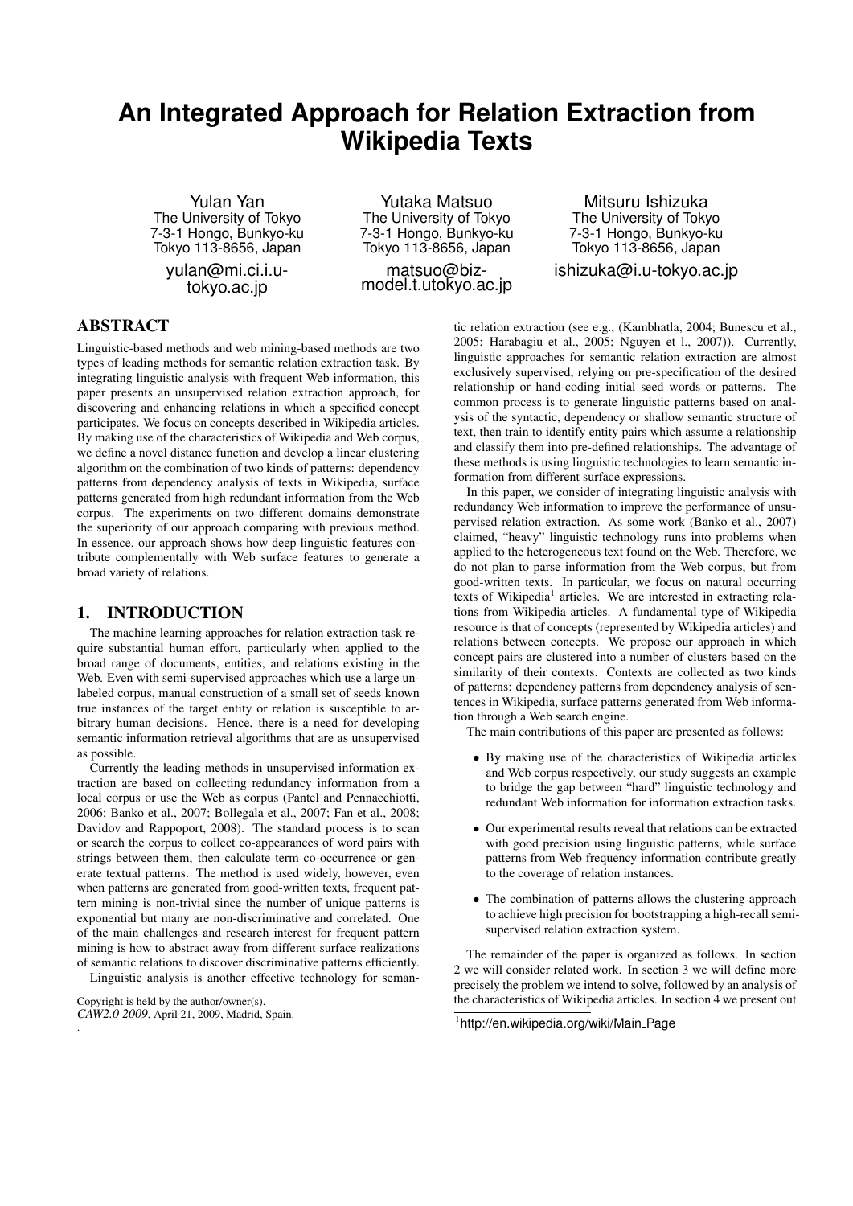# An Integrated Approach for Relation Extraction from Wikipedia Texts

Yulan Yan
The University of Tokyo
7-3-1 Hongo, Bunkyo-ku
Tokyo 113-8656, Japan
yulan@mi.ci.i.u-tokyo.ac.jp

Yutaka Matsuo
The University of Tokyo
7-3-1 Hongo, Bunkyo-ku
Tokyo 113-8656, Japan
matsuo@biz-model.t.utokyo.ac.jp

Mitsuru Ishizuka
The University of Tokyo
7-3-1 Hongo, Bunkyo-ku
Tokyo 113-8656, Japan
ishizuka@i.u-tokyo.ac.jp

## ABSTRACT

Linguistic-based methods and web mining-based methods are two types of leading methods for semantic relation extraction task. By integrating linguistic analysis with frequent Web information, this paper presents an unsupervised relation extraction approach, for discovering and enhancing relations in which a specified concept participates. We focus on concepts described in Wikipedia articles. By making use of the characteristics of Wikipedia and Web corpus, we define a novel distance function and develop a linear clustering algorithm on the combination of two kinds of patterns: dependency patterns from dependency analysis of texts in Wikipedia, surface patterns generated from high redundant information from the Web corpus. The experiments on two different domains demonstrate the superiority of our approach comparing with previous method. In essence, our approach shows how deep linguistic features contribute complementally with Web surface features to generate a broad variety of relations.

## 1. INTRODUCTION

The machine learning approaches for relation extraction task require substantial human effort, particularly when applied to the broad range of documents, entities, and relations existing in the Web. Even with semi-supervised approaches which use a large unlabeled corpus, manual construction of a small set of seeds known true instances of the target entity or relation is susceptible to arbitrary human decisions. Hence, there is a need for developing semantic information retrieval algorithms that are as unsupervised as possible.

Currently the leading methods in unsupervised information extraction are based on collecting redundancy information from a local corpus or use the Web as corpus (Pantel and Pennacchiotti, 2006; Banko et al., 2007; Bollegala et al., 2007; Fan et al., 2008; Davidov and Rappoport, 2008). The standard process is to scan or search the corpus to collect co-appearances of word pairs with strings between them, then calculate term co-occurrence or generate textual patterns. The method is used widely, however, even when patterns are generated from good-written texts, frequent pattern mining is non-trivial since the number of unique patterns is exponential but many are non-discriminative and correlated. One of the main challenges and research interest for frequent pattern mining is how to abstract away from different surface realizations of semantic relations to discover discriminative patterns efficiently.

Linguistic analysis is another effective technology for semantic relation extraction (see e.g., (Kambhatla, 2004; Bunescu et al., 2005; Harabagiu et al., 2005; Nguyen et l., 2007)). Currently, linguistic approaches for semantic relation extraction are almost exclusively supervised, relying on pre-specification of the desired relationship or hand-coding initial seed words or patterns. The common process is to generate linguistic patterns based on analysis of the syntactic, dependency or shallow semantic structure of text, then train to identify entity pairs which assume a relationship and classify them into pre-defined relationships. The advantage of these methods is using linguistic technologies to learn semantic information from different surface expressions.

In this paper, we consider of integrating linguistic analysis with redundancy Web information to improve the performance of unsupervised relation extraction. As some work (Banko et al., 2007) claimed, "heavy" linguistic technology runs into problems when applied to the heterogeneous text found on the Web. Therefore, we do not plan to parse information from the Web corpus, but from good-written texts. In particular, we focus on natural occurring texts of Wikipedia[1] articles. We are interested in extracting relations from Wikipedia articles. A fundamental type of Wikipedia resource is that of concepts (represented by Wikipedia articles) and relations between concepts. We propose our approach in which concept pairs are clustered into a number of clusters based on the similarity of their contexts. Contexts are collected as two kinds of patterns: dependency patterns from dependency analysis of sentences in Wikipedia, surface patterns generated from Web information through a Web search engine.

The main contributions of this paper are presented as follows:

- By making use of the characteristics of Wikipedia articles and Web corpus respectively, our study suggests an example to bridge the gap between "hard" linguistic technology and redundant Web information for information extraction tasks.
- Our experimental results reveal that relations can be extracted with good precision using linguistic patterns, while surface patterns from Web frequency information contribute greatly to the coverage of relation instances.
- The combination of patterns allows the clustering approach to achieve high precision for bootstrapping a high-recall semi-supervised relation extraction system.

The remainder of the paper is organized as follows. In section 2 we will consider related work. In section 3 we will define more precisely the problem we intend to solve, followed by an analysis of the characteristics of Wikipedia articles. In section 4 we present out

Copyright is held by the author/owner(s).
*CAW2.0 2009*, April 21, 2009, Madrid, Spain.

[1] http://en.wikipedia.org/wiki/Main_Page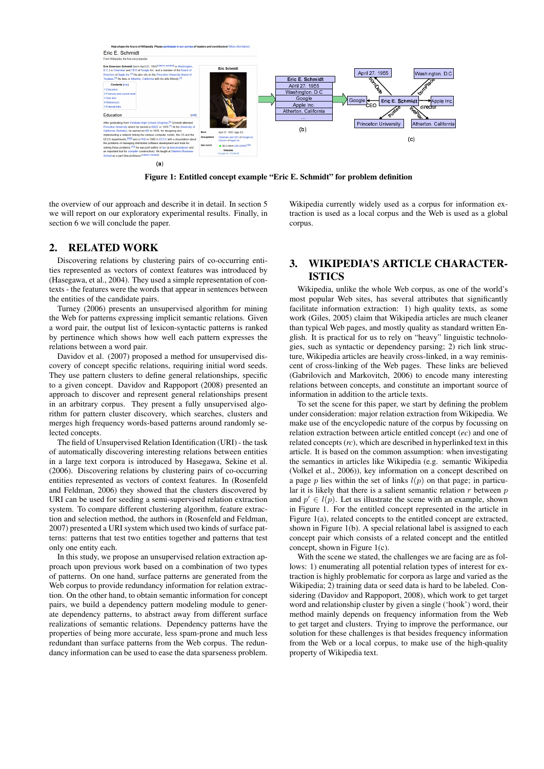Figure 1: Entitled concept example "Eric E. Schmidt" for problem definition

the overview of our approach and describe it in detail. In section 5 we will report on our exploratory experimental results. Finally, in section 6 we will conclude the paper.

## 2. RELATED WORK

Discovering relations by clustering pairs of co-occurring entities represented as vectors of context features was introduced by (Hasegawa, et al., 2004). They used a simple representation of contexts - the features were the words that appear in sentences between the entities of the candidate pairs.

Turney (2006) presents an unsupervised algorithm for mining the Web for patterns expressing implicit semantic relations. Given a word pair, the output list of lexicon-syntactic patterns is ranked by pertinence which shows how well each pattern expresses the relations between a word pair.

Davidov et al. (2007) proposed a method for unsupervised discovery of concept specific relations, requiring initial word seeds. They use pattern clusters to define general relationships, specific to a given concept. Davidov and Rappoport (2008) presented an approach to discover and represent general relationships present in an arbitrary corpus. They present a fully unsupervised algorithm for pattern cluster discovery, which searches, clusters and merges high frequency words-based patterns around randomly selected concepts.

The field of Unsupervised Relation Identification (URI) - the task of automatically discovering interesting relations between entities in a large text corpora is introduced by Hasegawa, Sekine et al. (2006). Discovering relations by clustering pairs of co-occurring entities represented as vectors of context features. In (Rosenfeld and Feldman, 2006) they showed that the clusters discovered by URI can be used for seeding a semi-supervised relation extraction system. To compare different clustering algorithm, feature extraction and selection method, the authors in (Rosenfeld and Feldman, 2007) presented a URI system which used two kinds of surface patterns: patterns that test two entities together and patterns that test only one entity each.

In this study, we propose an unsupervised relation extraction approach upon previous work based on a combination of two types of patterns. On one hand, surface patterns are generated from the Web corpus to provide redundancy information for relation extraction. On the other hand, to obtain semantic information for concept pairs, we build a dependency pattern modeling module to generate dependency patterns, to abstract away from different surface realizations of semantic relations. Dependency patterns have the properties of being more accurate, less spam-prone and much less redundant than surface patterns from the Web corpus. The redundancy information can be used to ease the data sparseness problem. Wikipedia currently widely used as a corpus for information extraction is used as a local corpus and the Web is used as a global corpus.

## 3. WIKIPEDIA'S ARTICLE CHARACTERISTICS

Wikipedia, unlike the whole Web corpus, as one of the world's most popular Web sites, has several attributes that significantly facilitate information extraction: 1) high quality texts, as some work (Giles, 2005) claim that Wikipedia articles are much cleaner than typical Web pages, and mostly quality as standard written English. It is practical for us to rely on "heavy" linguistic technologies, such as syntactic or dependency parsing; 2) rich link structure, Wikipedia articles are heavily cross-linked, in a way reminiscent of cross-linking of the Web pages. These links are believed (Gabrilovich and Markovitch, 2006) to encode many interesting relations between concepts, and constitute an important source of information in addition to the article texts.

To set the scene for this paper, we start by defining the problem under consideration: major relation extraction from Wikipedia. We make use of the encyclopedic nature of the corpus by focussing on relation extraction between article entitled concept (*ec*) and one of related concepts (*rc*), which are described in hyperlinked text in this article. It is based on the common assumption: when investigating the semantics in articles like Wikipedia (e.g. semantic Wikipedia (Volkel et al., 2006)), key information on a concept described on a page $p$ lies within the set of links $l(p)$ on that page; in particular it is likely that there is a salient semantic relation $r$ between $p$ and $p' \in l(p)$. Let us illustrate the scene with an example, shown in Figure 1. For the entitled concept represented in the article in Figure 1(a), related concepts to the entitled concept are extracted, shown in Figure 1(b). A special relational label is assigned to each concept pair which consists of a related concept and the entitled concept, shown in Figure 1(c).

With the scene we stated, the challenges we are facing are as follows: 1) enumerating all potential relation types of interest for extraction is highly problematic for corpora as large and varied as the Wikipedia; 2) training data or seed data is hard to be labeled. Considering (Davidov and Rappoport, 2008), which work to get target word and relationship cluster by given a single ('hook') word, their method mainly depends on frequency information from the Web to get target and clusters. Trying to improve the performance, our solution for these challenges is that besides frequency information from the Web or a local corpus, to make use of the high-quality property of Wikipedia text.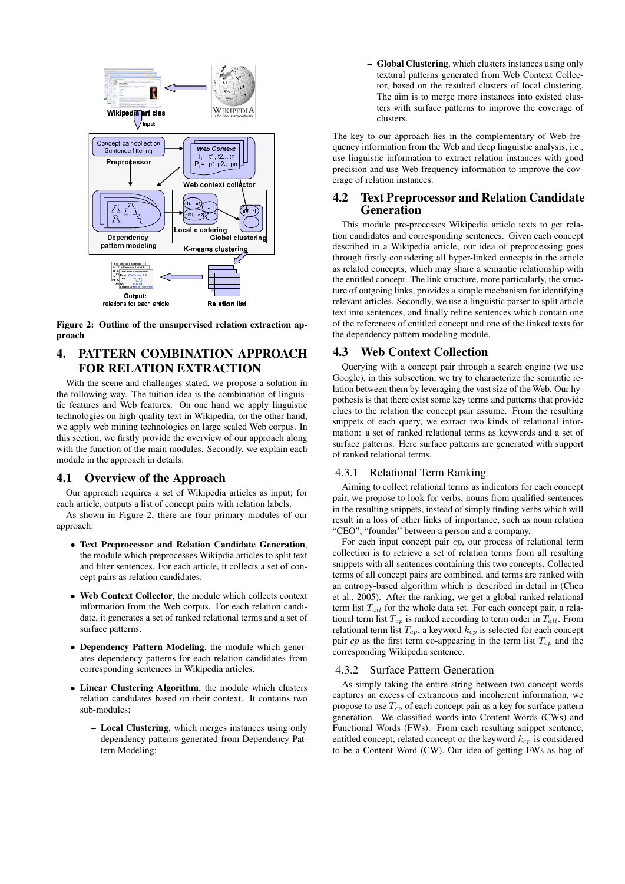Figure 2: Outline of the unsupervised relation extraction approach

# 4. PATTERN COMBINATION APPROACH FOR RELATION EXTRACTION

With the scene and challenges stated, we propose a solution in the following way. The tuition idea is the combination of linguistic features and Web features. On one hand we apply linguistic technologies on high-quality text in Wikipedia, on the other hand, we apply web mining technologies on large scaled Web corpus. In this section, we firstly provide the overview of our approach along with the function of the main modules. Secondly, we explain each module in the approach in details.

## 4.1 Overview of the Approach

Our approach requires a set of Wikipedia articles as input; for each article, outputs a list of concept pairs with relation labels.

As shown in Figure 2, there are four primary modules of our approach:

- **Text Preprocessor and Relation Candidate Generation**, the module which preprocesses Wikipdia articles to split text and filter sentences. For each article, it collects a set of concept pairs as relation candidates.
- **Web Context Collector**, the module which collects context information from the Web corpus. For each relation candidate, it generates a set of ranked relational terms and a set of surface patterns.
- **Dependency Pattern Modeling**, the module which generates dependency patterns for each relation candidates from corresponding sentences in Wikipedia articles.
- **Linear Clustering Algorithm**, the module which clusters relation candidates based on their context. It contains two sub-modules:
  - **Local Clustering**, which merges instances using only dependency patterns generated from Dependency Pattern Modeling;
  - **Global Clustering**, which clusters instances using only textural patterns generated from Web Context Collector, based on the resulted clusters of local clustering. The aim is to merge more instances into existed clusters with surface patterns to improve the coverage of clusters.

The key to our approach lies in the complementary of Web frequency information from the Web and deep linguistic analysis, i.e., use linguistic information to extract relation instances with good precision and use Web frequency information to improve the coverage of relation instances.

## 4.2 Text Preprocessor and Relation Candidate Generation

This module pre-processes Wikipedia article texts to get relation candidates and corresponding sentences. Given each concept described in a Wikipedia article, our idea of preprocessing goes through firstly considering all hyper-linked concepts in the article as related concepts, which may share a semantic relationship with the entitled concept. The link structure, more particularly, the structure of outgoing links, provides a simple mechanism for identifying relevant articles. Secondly, we use a linguistic parser to split article text into sentences, and finally refine sentences which contain one of the references of entitled concept and one of the linked texts for the dependency pattern modeling module.

## 4.3 Web Context Collection

Querying with a concept pair through a search engine (we use Google), in this subsection, we try to characterize the semantic relation between them by leveraging the vast size of the Web. Our hypothesis is that there exist some key terms and patterns that provide clues to the relation the concept pair assume. From the resulting snippets of each query, we extract two kinds of relational information: a set of ranked relational terms as keywords and a set of surface patterns. Here surface patterns are generated with support of ranked relational terms.

### 4.3.1 Relational Term Ranking

Aiming to collect relational terms as indicators for each concept pair, we propose to look for verbs, nouns from qualified sentences in the resulting snippets, instead of simply finding verbs which will result in a loss of other links of importance, such as noun relation "CEO", "founder" between a person and a company.

For each input concept pair $cp$, our process of relational term collection is to retrieve a set of relation terms from all resulting snippets with all sentences containing this two concepts. Collected terms of all concept pairs are combined, and terms are ranked with an entropy-based algorithm which is described in detail in (Chen et al., 2005). After the ranking, we get a global ranked relational term list $T_{all}$ for the whole data set. For each concept pair, a relational term list $T_{cp}$ is ranked according to term order in $T_{all}$. From relational term list $T_{cp}$, a keyword $k_{cp}$ is selected for each concept pair $cp$ as the first term co-appearing in the term list $T_{cp}$ and the corresponding Wikipedia sentence.

### 4.3.2 Surface Pattern Generation

As simply taking the entire string between two concept words captures an excess of extraneous and incoherent information, we propose to use $T_{cp}$ of each concept pair as a key for surface pattern generation. We classified words into Content Words (CWs) and Functional Words (FWs). From each resulting snippet sentence, entitled concept, related concept or the keyword $k_{cp}$ is considered to be a Content Word (CW). Our idea of getting FWs as bag of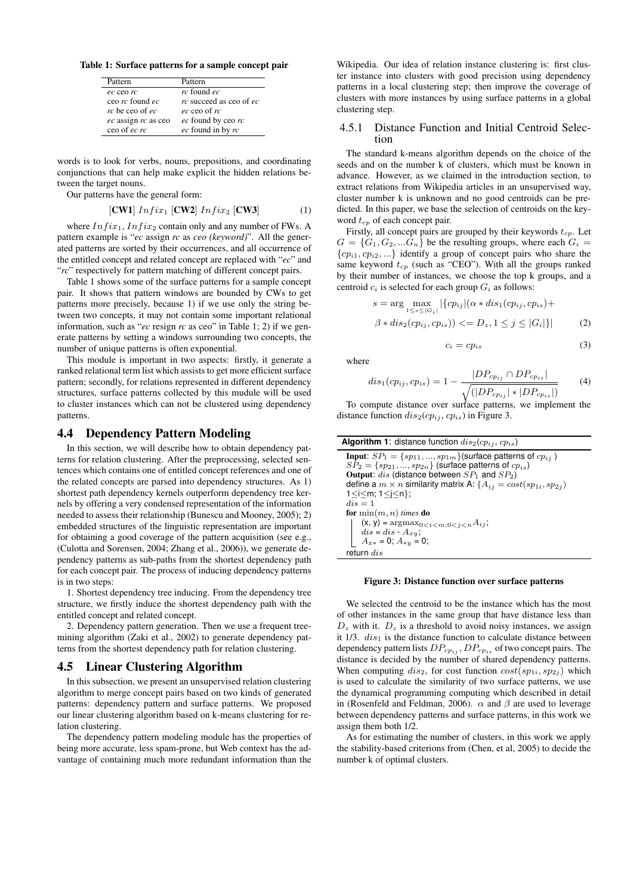**Table 1: Surface patterns for a sample concept pair**

| Pattern | Pattern |
|---|---|
| *ec* ceo *rc* | *rc* found *ec* |
| ceo *rc* found *ec* | *rc* succeed as ceo of *ec* |
| *rc* be ceo of *ec* | *ec* ceo of *rc* |
| *ec* assign *rc* as ceo | *ec* found by ceo *rc* |
| ceo of *ec* *rc* | *ec* found in by *rc* |

words is to look for verbs, nouns, prepositions, and coordinating conjunctions that can help make explicit the hidden relations between the target nouns.

Our patterns have the general form:

$$[\textbf{CW1}]\ Infix_1\ [\textbf{CW2}]\ Infix_2\ [\textbf{CW3}] \tag{1}$$

where $Infix_1$, $Infix_2$ contain only and any number of FWs. A pattern example is "*ec* assign *rc* as *ceo (keyword)*". All the generated patterns are sorted by their occurrences, and all occurrence of the entitled concept and related concept are replaced with "*ec*" and "*rc*" respectively for pattern matching of different concept pairs.

Table 1 shows some of the surface patterns for a sample concept pair. It shows that pattern windows are bounded by CWs to get patterns more precisely, because 1) if we use only the string between two concepts, it may not contain some important relational information, such as "*ec* resign *rc* as ceo" in Table 1; 2) if we generate patterns by setting a windows surrounding two concepts, the number of unique patterns is often exponential.

This module is important in two aspects: firstly, it generate a ranked relational term list which assists to get more efficient surface pattern; secondly, for relations represented in different dependency structures, surface patterns collected by this mudule will be used to cluster instances which can not be clustered using dependency patterns.

## 4.4 Dependency Pattern Modeling

In this section, we will describe how to obtain dependency patterns for relation clustering. After the preprocessing, selected sentences which contains one of entitled concept references and one of the related concepts are parsed into dependency structures. As 1) shortest path dependency kernels outperform dependency tree kernels by offering a very condensed representation of the information needed to assess their relationship (Bunescu and Mooney, 2005); 2) embedded structures of the linguistic representation are important for obtaining a good coverage of the pattern acquisition (see e.g., (Culotta and Sorensen, 2004; Zhang et al., 2006)), we generate dependency patterns as sub-paths from the shortest dependency path for each concept pair. The process of inducing dependency patterns is in two steps:

1. Shortest dependency tree inducing. From the dependency tree structure, we firstly induce the shortest dependency path with the entitled concept and related concept.

2. Dependency pattern generation. Then we use a frequent tree-mining algorithm (Zaki et al., 2002) to generate dependency patterns from the shortest dependency path for relation clustering.

## 4.5 Linear Clustering Algorithm

In this subsection, we present an unsupervised relation clustering algorithm to merge concept pairs based on two kinds of generated patterns: dependency pattern and surface patterns. We proposed our linear clustering algorithm based on k-means clustering for relation clustering.

The dependency pattern modeling module has the properties of being more accurate, less spam-prone, but Web context has the advantage of containing much more redundant information than the Wikipedia. Our idea of relation instance clustering is: first cluster instance into clusters with good precision using dependency patterns in a local clustering step; then improve the coverage of clusters with more instances by using surface patterns in a global clustering step.

### 4.5.1 Distance Function and Initial Centroid Selection

The standard k-means algorithm depends on the choice of the seeds and on the number k of clusters, which must be known in advance. However, as we claimed in the introduction section, to extract relations from Wikipedia articles in an unsupervised way, cluster number k is unknown and no good centroids can be predicted. In this paper, we base the selection of centroids on the keyword $t_{cp}$ of each concept pair.

Firstly, all concept pairs are grouped by their keywords $t_{cp}$. Let $G = \{G_1, G_2, ...G_n\}$ be the resulting groups, where each $G_i = \{cp_{i1}, cp_{i2}, ...\}$ identify a group of concept pairs who share the same keyword $t_{cp}$ (such as "CEO"). With all the groups ranked by their number of instances, we choose the top k groups, and a centroid $c_i$ is selected for each group $G_i$ as follows:

$$s = \arg\max_{1 \leq s \leq |G_i|} |\{cp_{ij} | (\alpha * dis_1(cp_{ij}, cp_{is}) + \beta * dis_2(cp_{ij}, cp_{is})) <= D_z, 1 \leq j \leq |G_i|\}| \tag{2}$$

$$c_i = cp_{is} \tag{3}$$

where

$$dis_1(cp_{ij}, cp_{is}) = 1 - \frac{|DP_{cp_{ij}} \cap DP_{cp_{is}}|}{\sqrt{(|DP_{cp_{ij}}| * |DP_{cp_{is}}|)}} \tag{4}$$

To compute distance over surface patterns, we implement the distance function $dis_2(cp_{ij}, cp_{is})$ in Figure 3.

**Algorithm 1**: distance function $dis_2(cp_{ij}, cp_{is})$

```
Input: SP1 = {sp11, ..., sp1m} (surface patterns of cp_ij)
       SP2 = {sp21, ..., sp2n} (surface patterns of cp_is)
Output: dis (distance between SP1 and SP2)
define a m × n similarity matrix A: {A_ij = cost(sp1i, sp2j)
1≤i≤m; 1≤j≤n};
dis = 1
for min(m, n) times do
    (x, y) = argmax_{0<i<m; 0<j<n} A_ij;
    dis = dis - A_xy;
    A_x* = 0; A_*y = 0;
return dis
```

**Figure 3: Distance function over surface patterns**

We selected the centroid to be the instance which has the most of other instances in the same group that have distance less than $D_z$ with it. $D_z$ is a threshold to avoid noisy instances, we assign it 1/3. $dis_1$ is the distance function to calculate distance between dependency pattern lists $DP_{cp_{ij}}$, $DP_{cp_{is}}$ of two concept pairs. The distance is decided by the number of shared dependency patterns. When computing $dis_2$, for cost function $cost(sp_{1i}, sp_{2j})$ which is used to calculate the similarity of two surface patterns, we use the dynamical programming computing which described in detail in (Rosenfeld and Feldman, 2006). $\alpha$ and $\beta$ are used to leverage between dependency patterns and surface patterns, in this work we assign them both 1/2.

As for estimating the number of clusters, in this work we apply the stability-based criterions from (Chen, et al, 2005) to decide the number k of optimal clusters.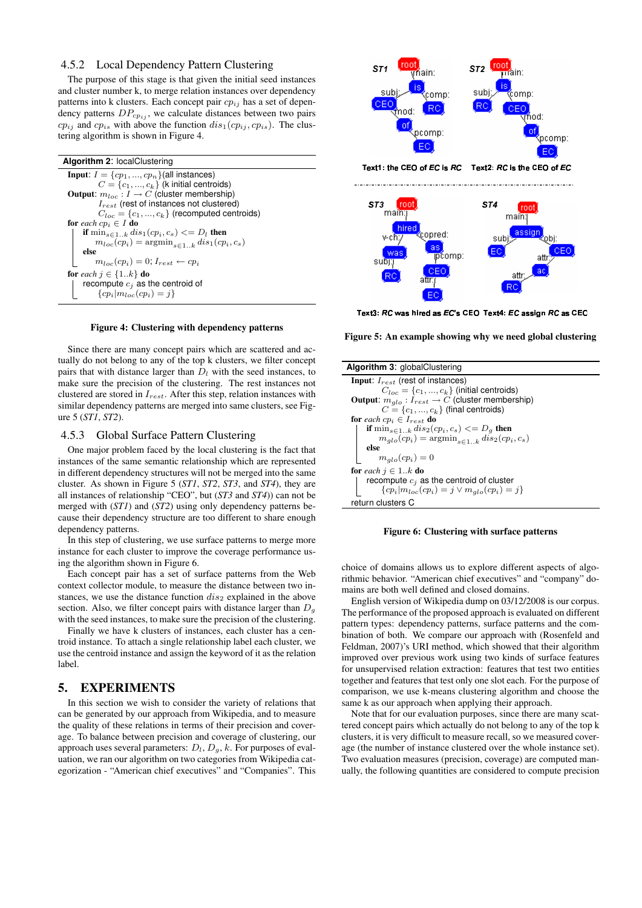### 4.5.2 Local Dependency Pattern Clustering

The purpose of this stage is that given the initial seed instances and cluster number k, to merge relation instances over dependency patterns into k clusters. Each concept pair $cp_{ij}$ has a set of dependency patterns $DP_{cp_{ij}}$, we calculate distances between two pairs $cp_{ij}$ and $cp_{is}$ with above the function $dis_1(cp_{ij}, cp_{is})$. The clustering algorithm is shown in Figure 4.

**Algorithm 2**: localClustering

```
Input: I = {cp_1, ..., cp_n} (all instances)
       C = {c_1, ..., c_k} (k initial centroids)
Output: m_loc : I → C (cluster membership)
        I_rest (rest of instances not clustered)
        C_loc = {c_1, ..., c_k} (recomputed centroids)
for each cp_i ∈ I do
    if min_{s∈1..k} dis_1(cp_i, c_s) <= D_l then
        m_loc(cp_i) = argmin_{s∈1..k} dis_1(cp_i, c_s)
    else
        m_loc(cp_i) = 0; I_rest ← cp_i
for each j ∈ {1..k} do
    recompute c_j as the centroid of
        {cp_i | m_loc(cp_i) = j}
```

**Figure 4: Clustering with dependency patterns**

Since there are many concept pairs which are scattered and actually do not belong to any of the top k clusters, we filter concept pairs that with distance larger than $D_l$ with the seed instances, to make sure the precision of the clustering. The rest instances not clustered are stored in $I_{rest}$. After this step, relation instances with similar dependency patterns are merged into same clusters, see Figure 5 (*ST1*, *ST2*).

### 4.5.3 Global Surface Pattern Clustering

One major problem faced by the local clustering is the fact that instances of the same semantic relationship which are represented in different dependency structures will not be merged into the same cluster. As shown in Figure 5 (*ST1*, *ST2*, *ST3*, and *ST4*), they are all instances of relationship "CEO", but (*ST3* and *ST4*)) can not be merged with (*ST1*) and (*ST2*) using only dependency patterns because their dependency structure are too different to share enough dependency patterns.

In this step of clustering, we use surface patterns to merge more instance for each cluster to improve the coverage performance using the algorithm shown in Figure 6.

Each concept pair has a set of surface patterns from the Web context collector module, to measure the distance between two instances, we use the distance function $dis_2$ explained in the above section. Also, we filter concept pairs with distance larger than $D_g$ with the seed instances, to make sure the precision of the clustering.

Finally we have k clusters of instances, each cluster has a centroid instance. To attach a single relationship label each cluster, we use the centroid instance and assign the keyword of it as the relation label.

Text1: the CEO of *EC* is *RC* Text2: *RC* is the CEO of *EC*

Text3: *RC* was hired as *EC*'s CEO Text4: *EC* assign *RC* as CEO

**Figure 5: An example showing why we need global clustering**

**Algorithm 3**: globalClustering

```
Input: I_rest (rest of instances)
       C_loc = {c_1, ..., c_k} (initial centroids)
Output: m_glo : I_rest → C (cluster membership)
        C = {c_1, ..., c_k} (final centroids)
for each cp_i ∈ I_rest do
    if min_{s∈1..k} dis_2(cp_i, c_s) <= D_g then
        m_glo(cp_i) = argmin_{s∈1..k} dis_2(cp_i, c_s)
    else
        m_glo(cp_i) = 0
for each j ∈ 1..k do
    recompute c_j as the centroid of cluster
        {cp_i | m_loc(cp_i) = j ∨ m_glo(cp_i) = j}
return clusters C
```

**Figure 6: Clustering with surface patterns**

## 5. EXPERIMENTS

In this section we wish to consider the variety of relations that can be generated by our approach from Wikipedia, and to measure the quality of these relations in terms of their precision and coverage. To balance between precision and coverage of clustering, our approach uses several parameters: $D_l$, $D_g$, $k$. For purposes of evaluation, we ran our algorithm on two categories from Wikipedia categorization - "American chief executives" and "Companies". This choice of domains allows us to explore different aspects of algorithmic behavior. "American chief executives" and "company" domains are both well defined and closed domains.

English version of Wikipedia dump on 03/12/2008 is our corpus. The performance of the proposed approach is evaluated on different pattern types: dependency patterns, surface patterns and the combination of both. We compare our approach with (Rosenfeld and Feldman, 2007)'s URI method, which showed that their algorithm improved over previous work using two kinds of surface features for unsupervised relation extraction: features that test two entities together and features that test only one slot each. For the purpose of comparison, we use k-means clustering algorithm and choose the same k as our approach when applying their approach.

Note that for our evaluation purposes, since there are many scattered concept pairs which actually do not belong to any of the top k clusters, it is very difficult to measure recall, so we measured coverage (the number of instance clustered over the whole instance set). Two evaluation measures (precision, coverage) are computed manually, the following quantities are considered to compute precision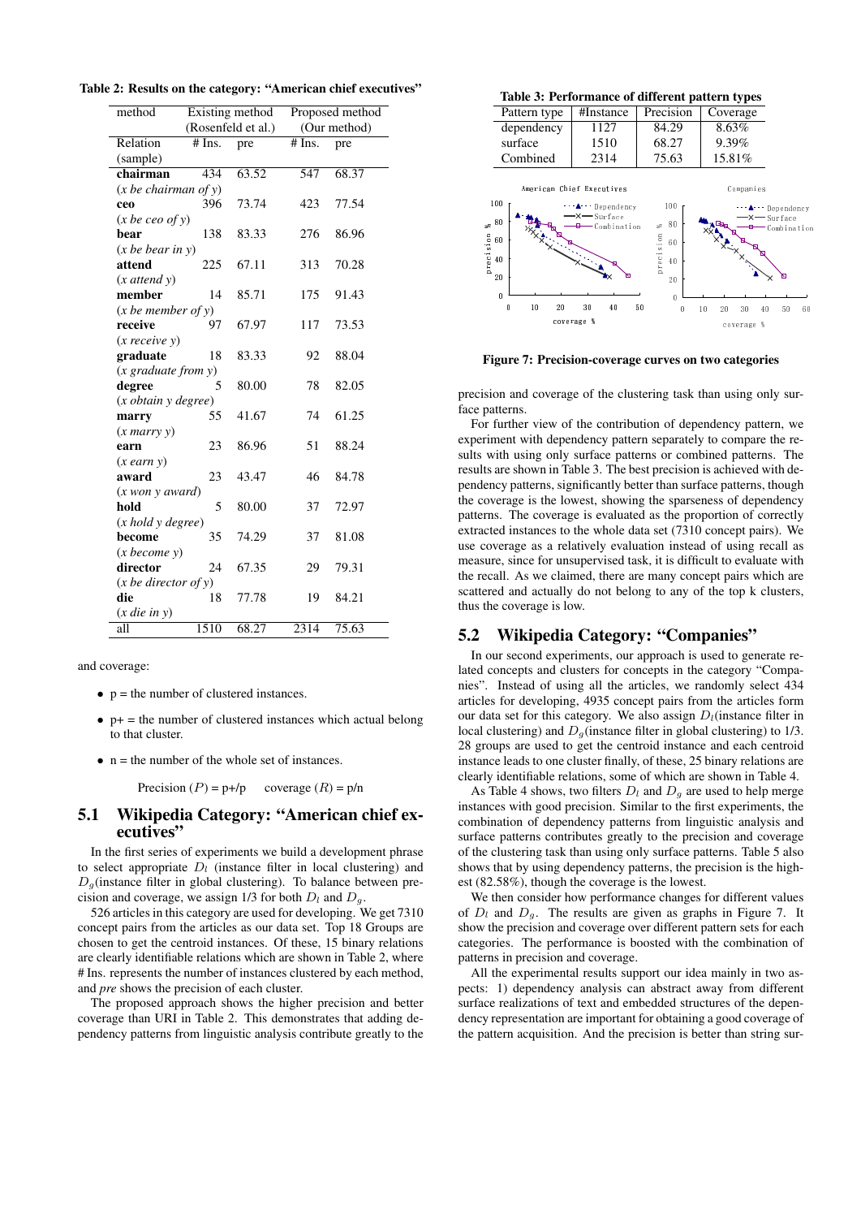**Table 2: Results on the category: "American chief executives"**

| method | Existing method (Rosenfeld et al.) | | Proposed method (Our method) | |
|---|---|---|---|---|
| Relation (sample) | # Ins. | pre | # Ins. | pre |
| **chairman** (*x be chairman of y*) | 434 | 63.52 | 547 | 68.37 |
| **ceo** (*x be ceo of y*) | 396 | 73.74 | 423 | 77.54 |
| **bear** (*x be bear in y*) | 138 | 83.33 | 276 | 86.96 |
| **attend** (*x attend y*) | 225 | 67.11 | 313 | 70.28 |
| **member** (*x be member of y*) | 14 | 85.71 | 175 | 91.43 |
| **receive** (*x receive y*) | 97 | 67.97 | 117 | 73.53 |
| **graduate** (*x graduate from y*) | 18 | 83.33 | 92 | 88.04 |
| **degree** (*x obtain y degree*) | 5 | 80.00 | 78 | 82.05 |
| **marry** (*x marry y*) | 55 | 41.67 | 74 | 61.25 |
| **earn** (*x earn y*) | 23 | 86.96 | 51 | 88.24 |
| **award** (*x won y award*) | 23 | 43.47 | 46 | 84.78 |
| **hold** (*x hold y degree*) | 5 | 80.00 | 37 | 72.97 |
| **become** (*x become y*) | 35 | 74.29 | 37 | 81.08 |
| **director** (*x be director of y*) | 24 | 67.35 | 29 | 79.31 |
| **die** (*x die in y*) | 18 | 77.78 | 19 | 84.21 |
| all | 1510 | 68.27 | 2314 | 75.63 |

and coverage:

- p = the number of clustered instances.
- p+ = the number of clustered instances which actual belong to that cluster.
- n = the number of the whole set of instances.

Precision ($P$) = p+/p  coverage ($R$) = p/n

## 5.1 Wikipedia Category: "American chief executives"

In the first series of experiments we build a development phrase to select appropriate $D_l$ (instance filter in local clustering) and $D_g$(instance filter in global clustering). To balance between precision and coverage, we assign 1/3 for both $D_l$ and $D_g$.

526 articles in this category are used for developing. We get 7310 concept pairs from the articles as our data set. Top 18 Groups are chosen to get the centroid instances. Of these, 15 binary relations are clearly identifiable relations which are shown in Table 2, where # Ins. represents the number of instances clustered by each method, and *pre* shows the precision of each cluster.

The proposed approach shows the higher precision and better coverage than URI in Table 2. This demonstrates that adding dependency patterns from linguistic analysis contribute greatly to the precision and coverage of the clustering task than using only surface patterns.

For further view of the contribution of dependency pattern, we experiment with dependency pattern separately to compare the results with using only surface patterns or combined patterns. The results are shown in Table 3. The best precision is achieved with dependency patterns, significantly better than surface patterns, though the coverage is the lowest, showing the sparseness of dependency patterns. The coverage is evaluated as the proportion of correctly extracted instances to the whole data set (7310 concept pairs). We use coverage as a relatively evaluation instead of using recall as measure, since for unsupervised task, it is difficult to evaluate with the recall. As we claimed, there are many concept pairs which are scattered and actually do not belong to any of the top k clusters, thus the coverage is low.

**Table 3: Performance of different pattern types**

| Pattern type | #Instance | Precision | Coverage |
|---|---|---|---|
| dependency | 1127 | 84.29 | 8.63% |
| surface | 1510 | 68.27 | 9.39% |
| Combined | 2314 | 75.63 | 15.81% |

**Figure 7: Precision-coverage curves on two categories**

## 5.2 Wikipedia Category: "Companies"

In our second experiments, our approach is used to generate related concepts and clusters for concepts in the category "Companies". Instead of using all the articles, we randomly select 434 articles for developing, 4935 concept pairs from the articles form our data set for this category. We also assign $D_l$(instance filter in local clustering) and $D_g$(instance filter in global clustering) to 1/3. 28 groups are used to get the centroid instance and each centroid instance leads to one cluster finally, of these, 25 binary relations are clearly identifiable relations, some of which are shown in Table 4.

As Table 4 shows, two filters $D_l$ and $D_g$ are used to help merge instances with good precision. Similar to the first experiments, the combination of dependency patterns from linguistic analysis and surface patterns contributes greatly to the precision and coverage of the clustering task than using only surface patterns. Table 5 also shows that by using dependency patterns, the precision is the highest (82.58%), though the coverage is the lowest.

We then consider how performance changes for different values of $D_l$ and $D_g$. The results are given as graphs in Figure 7. It show the precision and coverage over different pattern sets for each categories. The performance is boosted with the combination of patterns in precision and coverage.

All the experimental results support our idea mainly in two aspects: 1) dependency analysis can abstract away from different surface realizations of text and embedded structures of the dependency representation are important for obtaining a good coverage of the pattern acquisition. And the precision is better than string sur-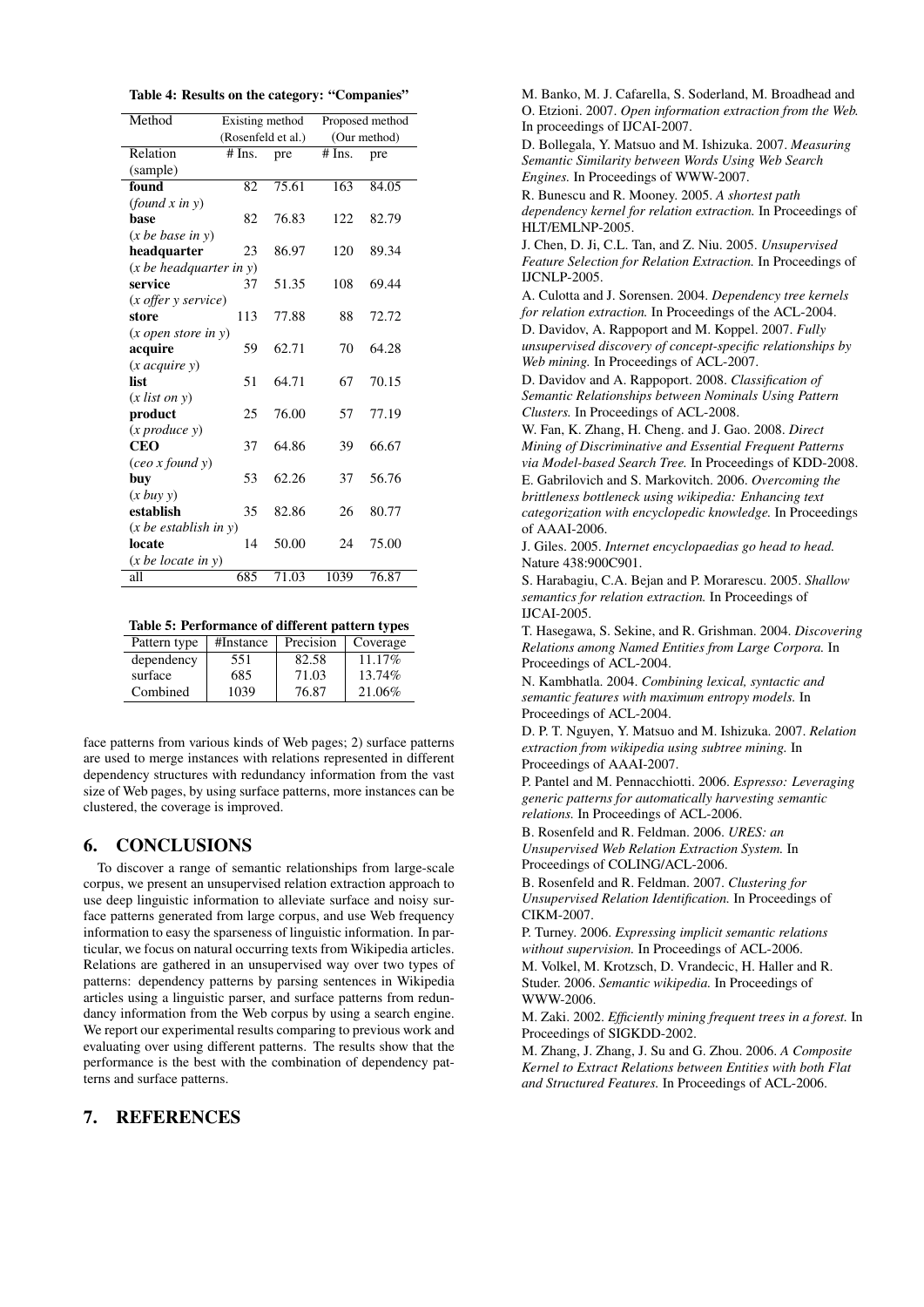Table 4: Results on the category: "Companies"

| Method | Existing method (Rosenfeld et al.) | | Proposed method (Our method) | |
|---|---|---|---|---|
| Relation (sample) | # Ins. | pre | # Ins. | pre |
| **found** (*found x in y*) | 82 | 75.61 | 163 | 84.05 |
| **base** (*x be base in y*) | 82 | 76.83 | 122 | 82.79 |
| **headquarter** (*x be headquarter in y*) | 23 | 86.97 | 120 | 89.34 |
| **service** (*x offer y service*) | 37 | 51.35 | 108 | 69.44 |
| **store** (*x open store in y*) | 113 | 77.88 | 88 | 72.72 |
| **acquire** (*x acquire y*) | 59 | 62.71 | 70 | 64.28 |
| **list** (*x list on y*) | 51 | 64.71 | 67 | 70.15 |
| **product** (*x produce y*) | 25 | 76.00 | 57 | 77.19 |
| **CEO** (*ceo x found y*) | 37 | 64.86 | 39 | 66.67 |
| **buy** (*x buy y*) | 53 | 62.26 | 37 | 56.76 |
| **establish** (*x be establish in y*) | 35 | 82.86 | 26 | 80.77 |
| **locate** (*x be locate in y*) | 14 | 50.00 | 24 | 75.00 |
| all | 685 | 71.03 | 1039 | 76.87 |

Table 5: Performance of different pattern types

| Pattern type | #Instance | Precision | Coverage |
|---|---|---|---|
| dependency | 551 | 82.58 | 11.17% |
| surface | 685 | 71.03 | 13.74% |
| Combined | 1039 | 76.87 | 21.06% |

face patterns from various kinds of Web pages; 2) surface patterns are used to merge instances with relations represented in different dependency structures with redundancy information from the vast size of Web pages, by using surface patterns, more instances can be clustered, the coverage is improved.

## 6. CONCLUSIONS

To discover a range of semantic relationships from large-scale corpus, we present an unsupervised relation extraction approach to use deep linguistic information to alleviate surface and noisy surface patterns generated from large corpus, and use Web frequency information to easy the sparseness of linguistic information. In particular, we focus on natural occurring texts from Wikipedia articles. Relations are gathered in an unsupervised way over two types of patterns: dependency patterns by parsing sentences in Wikipedia articles using a linguistic parser, and surface patterns from redundancy information from the Web corpus by using a search engine. We report our experimental results comparing to previous work and evaluating over using different patterns. The results show that the performance is the best with the combination of dependency patterns and surface patterns.

## 7. REFERENCES

M. Banko, M. J. Cafarella, S. Soderland, M. Broadhead and O. Etzioni. 2007. *Open information extraction from the Web.* In proceedings of IJCAI-2007.

D. Bollegala, Y. Matsuo and M. Ishizuka. 2007. *Measuring Semantic Similarity between Words Using Web Search Engines.* In Proceedings of WWW-2007.

R. Bunescu and R. Mooney. 2005. *A shortest path dependency kernel for relation extraction.* In Proceedings of HLT/EMLNP-2005.

J. Chen, D. Ji, C.L. Tan, and Z. Niu. 2005. *Unsupervised Feature Selection for Relation Extraction.* In Proceedings of IJCNLP-2005.

A. Culotta and J. Sorensen. 2004. *Dependency tree kernels for relation extraction.* In Proceedings of the ACL-2004.

D. Davidov, A. Rappoport and M. Koppel. 2007. *Fully unsupervised discovery of concept-specific relationships by Web mining.* In Proceedings of ACL-2007.

D. Davidov and A. Rappoport. 2008. *Classification of Semantic Relationships between Nominals Using Pattern Clusters.* In Proceedings of ACL-2008.

W. Fan, K. Zhang, H. Cheng. and J. Gao. 2008. *Direct Mining of Discriminative and Essential Frequent Patterns via Model-based Search Tree.* In Proceedings of KDD-2008.

E. Gabrilovich and S. Markovitch. 2006. *Overcoming the brittleness bottleneck using wikipedia: Enhancing text categorization with encyclopedic knowledge.* In Proceedings of AAAI-2006.

J. Giles. 2005. *Internet encyclopaedias go head to head.* Nature 438:900C901.

S. Harabagiu, C.A. Bejan and P. Morarescu. 2005. *Shallow semantics for relation extraction.* In Proceedings of IJCAI-2005.

T. Hasegawa, S. Sekine, and R. Grishman. 2004. *Discovering Relations among Named Entities from Large Corpora.* In Proceedings of ACL-2004.

N. Kambhatla. 2004. *Combining lexical, syntactic and semantic features with maximum entropy models.* In Proceedings of ACL-2004.

D. P. T. Nguyen, Y. Matsuo and M. Ishizuka. 2007. *Relation extraction from wikipedia using subtree mining.* In Proceedings of AAAI-2007.

P. Pantel and M. Pennacchiotti. 2006. *Espresso: Leveraging generic patterns for automatically harvesting semantic relations.* In Proceedings of ACL-2006.

B. Rosenfeld and R. Feldman. 2006. *URES: an Unsupervised Web Relation Extraction System.* In Proceedings of COLING/ACL-2006.

B. Rosenfeld and R. Feldman. 2007. *Clustering for Unsupervised Relation Identification.* In Proceedings of CIKM-2007.

P. Turney. 2006. *Expressing implicit semantic relations without supervision.* In Proceedings of ACL-2006.

M. Volkel, M. Krotzsch, D. Vrandecic, H. Haller and R. Studer. 2006. *Semantic wikipedia.* In Proceedings of WWW-2006.

M. Zaki. 2002. *Efficiently mining frequent trees in a forest.* In Proceedings of SIGKDD-2002.

M. Zhang, J. Zhang, J. Su and G. Zhou. 2006. *A Composite Kernel to Extract Relations between Entities with both Flat and Structured Features.* In Proceedings of ACL-2006.